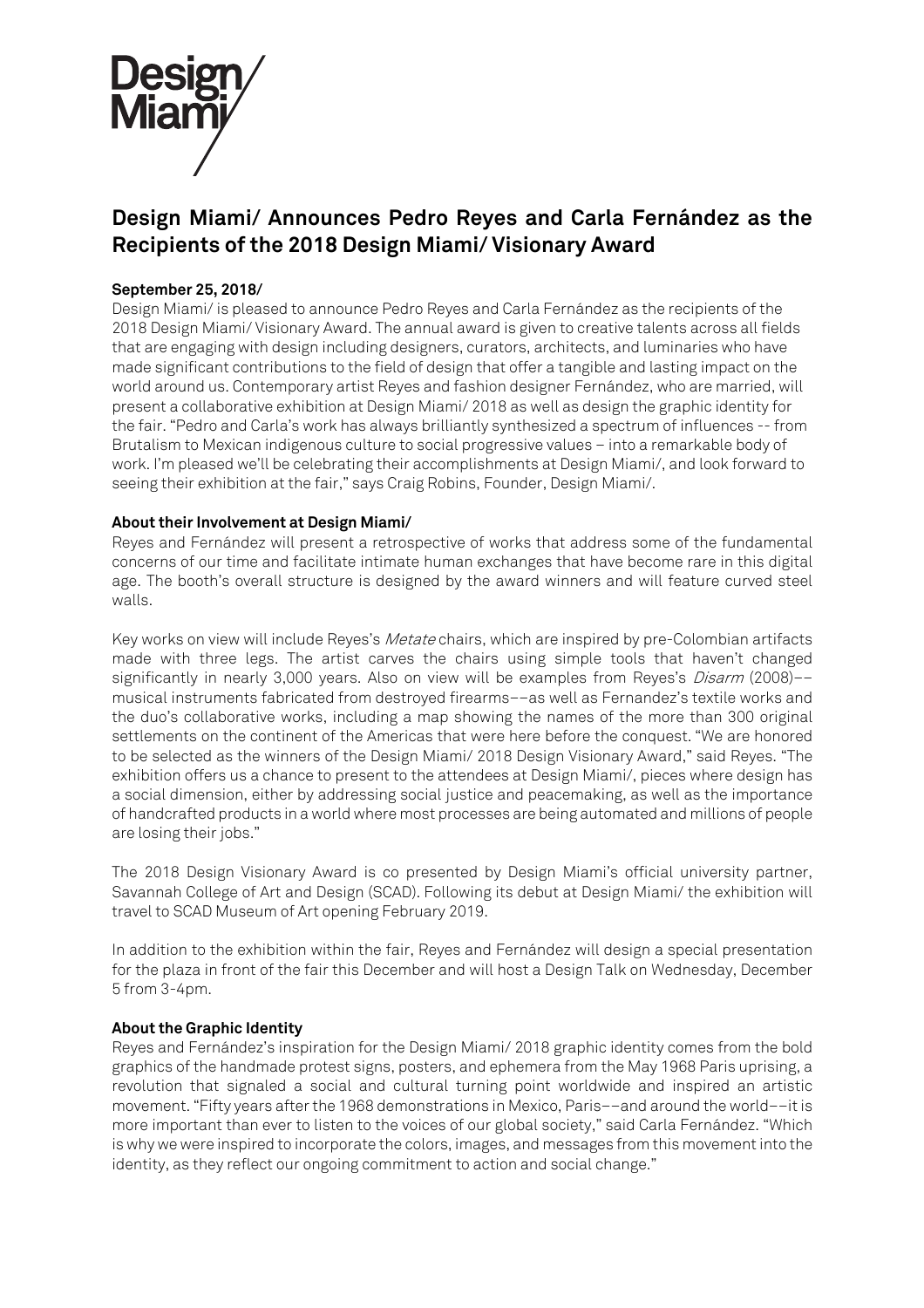Design/
Miami/

# Design Miami/ Announces Pedro Reyes and Carla Fernández as the Recipients of the 2018 Design Miami/ Visionary Award

**September 25, 2018/**

Design Miami/ is pleased to announce Pedro Reyes and Carla Fernández as the recipients of the 2018 Design Miami/ Visionary Award. The annual award is given to creative talents across all fields that are engaging with design including designers, curators, architects, and luminaries who have made significant contributions to the field of design that offer a tangible and lasting impact on the world around us. Contemporary artist Reyes and fashion designer Fernández, who are married, will present a collaborative exhibition at Design Miami/ 2018 as well as design the graphic identity for the fair. "Pedro and Carla's work has always brilliantly synthesized a spectrum of influences -- from Brutalism to Mexican indigenous culture to social progressive values – into a remarkable body of work. I'm pleased we'll be celebrating their accomplishments at Design Miami/, and look forward to seeing their exhibition at the fair," says Craig Robins, Founder, Design Miami/.

**About their Involvement at Design Miami/**

Reyes and Fernández will present a retrospective of works that address some of the fundamental concerns of our time and facilitate intimate human exchanges that have become rare in this digital age. The booth's overall structure is designed by the award winners and will feature curved steel walls.

Key works on view will include Reyes's *Metate* chairs, which are inspired by pre-Colombian artifacts made with three legs. The artist carves the chairs using simple tools that haven't changed significantly in nearly 3,000 years. Also on view will be examples from Reyes's *Disarm* (2008)–– musical instruments fabricated from destroyed firearms––as well as Fernandez's textile works and the duo's collaborative works, including a map showing the names of the more than 300 original settlements on the continent of the Americas that were here before the conquest. "We are honored to be selected as the winners of the Design Miami/ 2018 Design Visionary Award," said Reyes. "The exhibition offers us a chance to present to the attendees at Design Miami/, pieces where design has a social dimension, either by addressing social justice and peacemaking, as well as the importance of handcrafted products in a world where most processes are being automated and millions of people are losing their jobs."

The 2018 Design Visionary Award is co presented by Design Miami's official university partner, Savannah College of Art and Design (SCAD). Following its debut at Design Miami/ the exhibition will travel to SCAD Museum of Art opening February 2019.

In addition to the exhibition within the fair, Reyes and Fernández will design a special presentation for the plaza in front of the fair this December and will host a Design Talk on Wednesday, December 5 from 3-4pm.

**About the Graphic Identity**

Reyes and Fernández's inspiration for the Design Miami/ 2018 graphic identity comes from the bold graphics of the handmade protest signs, posters, and ephemera from the May 1968 Paris uprising, a revolution that signaled a social and cultural turning point worldwide and inspired an artistic movement. "Fifty years after the 1968 demonstrations in Mexico, Paris––and around the world––it is more important than ever to listen to the voices of our global society," said Carla Fernández. "Which is why we were inspired to incorporate the colors, images, and messages from this movement into the identity, as they reflect our ongoing commitment to action and social change."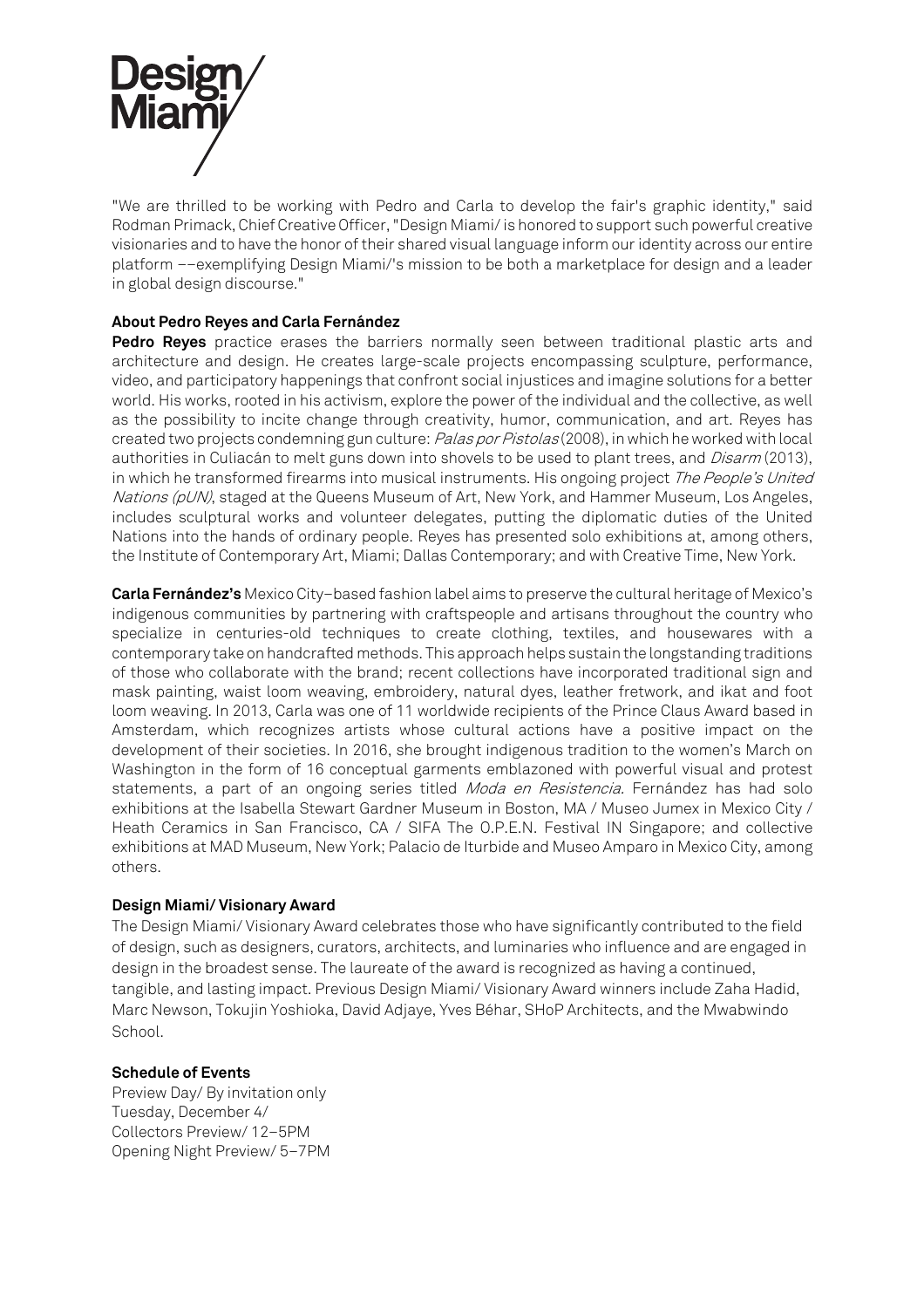"We are thrilled to be working with Pedro and Carla to develop the fair's graphic identity," said Rodman Primack, Chief Creative Officer, "Design Miami/ is honored to support such powerful creative visionaries and to have the honor of their shared visual language inform our identity across our entire platform ––exemplifying Design Miami/'s mission to be both a marketplace for design and a leader in global design discourse."

**About Pedro Reyes and Carla Fernández**

**Pedro Reyes** practice erases the barriers normally seen between traditional plastic arts and architecture and design. He creates large-scale projects encompassing sculpture, performance, video, and participatory happenings that confront social injustices and imagine solutions for a better world. His works, rooted in his activism, explore the power of the individual and the collective, as well as the possibility to incite change through creativity, humor, communication, and art. Reyes has created two projects condemning gun culture: *Palas por Pistolas* (2008), in which he worked with local authorities in Culiacán to melt guns down into shovels to be used to plant trees, and *Disarm* (2013), in which he transformed firearms into musical instruments. His ongoing project *The People's United Nations (pUN)*, staged at the Queens Museum of Art, New York, and Hammer Museum, Los Angeles, includes sculptural works and volunteer delegates, putting the diplomatic duties of the United Nations into the hands of ordinary people. Reyes has presented solo exhibitions at, among others, the Institute of Contemporary Art, Miami; Dallas Contemporary; and with Creative Time, New York.

**Carla Fernández's** Mexico City–based fashion label aims to preserve the cultural heritage of Mexico's indigenous communities by partnering with craftspeople and artisans throughout the country who specialize in centuries-old techniques to create clothing, textiles, and housewares with a contemporary take on handcrafted methods. This approach helps sustain the longstanding traditions of those who collaborate with the brand; recent collections have incorporated traditional sign and mask painting, waist loom weaving, embroidery, natural dyes, leather fretwork, and ikat and foot loom weaving. In 2013, Carla was one of 11 worldwide recipients of the Prince Claus Award based in Amsterdam, which recognizes artists whose cultural actions have a positive impact on the development of their societies. In 2016, she brought indigenous tradition to the women's March on Washington in the form of 16 conceptual garments emblazoned with powerful visual and protest statements, a part of an ongoing series titled *Moda en Resistencia.* Fernández has had solo exhibitions at the Isabella Stewart Gardner Museum in Boston, MA / Museo Jumex in Mexico City / Heath Ceramics in San Francisco, CA / SIFA The O.P.E.N. Festival IN Singapore; and collective exhibitions at MAD Museum, New York; Palacio de Iturbide and Museo Amparo in Mexico City, among others.

**Design Miami/ Visionary Award**

The Design Miami/ Visionary Award celebrates those who have significantly contributed to the field of design, such as designers, curators, architects, and luminaries who influence and are engaged in design in the broadest sense. The laureate of the award is recognized as having a continued, tangible, and lasting impact. Previous Design Miami/ Visionary Award winners include Zaha Hadid, Marc Newson, Tokujin Yoshioka, David Adjaye, Yves Béhar, SHoP Architects, and the Mwabwindo School.

**Schedule of Events**

Preview Day/ By invitation only
Tuesday, December 4/
Collectors Preview/ 12–5PM
Opening Night Preview/ 5–7PM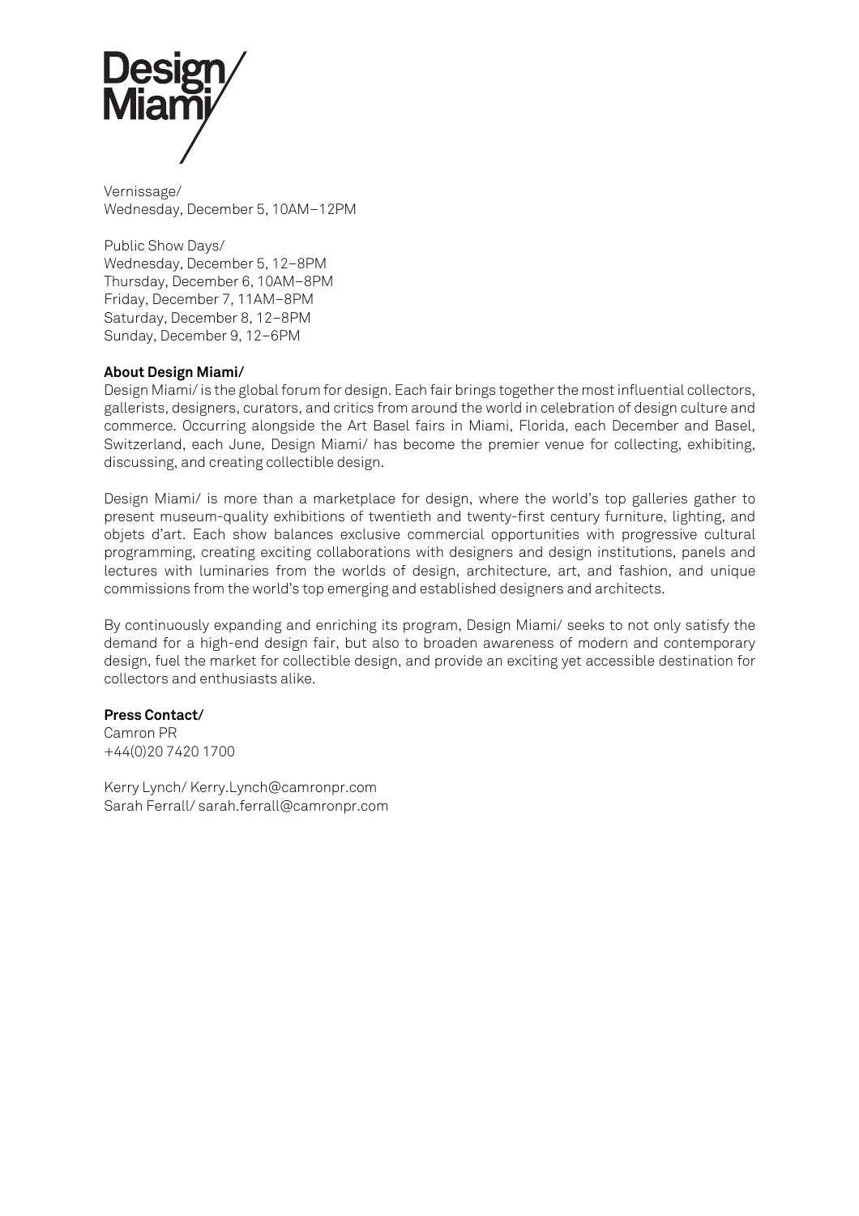Design/
Miami/

Vernissage/
Wednesday, December 5, 10AM–12PM

Public Show Days/
Wednesday, December 5, 12–8PM
Thursday, December 6, 10AM–8PM
Friday, December 7, 11AM–8PM
Saturday, December 8, 12–8PM
Sunday, December 9, 12–6PM

**About Design Miami/**

Design Miami/ is the global forum for design. Each fair brings together the most influential collectors, gallerists, designers, curators, and critics from around the world in celebration of design culture and commerce. Occurring alongside the Art Basel fairs in Miami, Florida, each December and Basel, Switzerland, each June, Design Miami/ has become the premier venue for collecting, exhibiting, discussing, and creating collectible design.

Design Miami/ is more than a marketplace for design, where the world's top galleries gather to present museum-quality exhibitions of twentieth and twenty-first century furniture, lighting, and objets d'art. Each show balances exclusive commercial opportunities with progressive cultural programming, creating exciting collaborations with designers and design institutions, panels and lectures with luminaries from the worlds of design, architecture, art, and fashion, and unique commissions from the world's top emerging and established designers and architects.

By continuously expanding and enriching its program, Design Miami/ seeks to not only satisfy the demand for a high-end design fair, but also to broaden awareness of modern and contemporary design, fuel the market for collectible design, and provide an exciting yet accessible destination for collectors and enthusiasts alike.

**Press Contact/**

Camron PR
+44(0)20 7420 1700

Kerry Lynch/ Kerry.Lynch@camronpr.com
Sarah Ferrall/ sarah.ferrall@camronpr.com